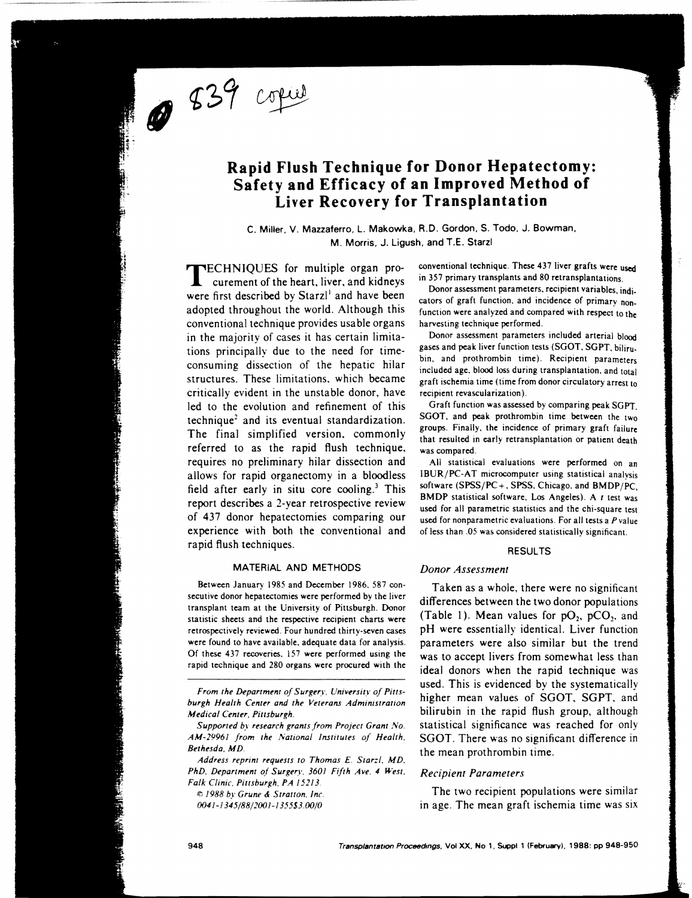839 copied

# Rapid Flush Technique for Donor Hepatectomy: Safety and Efficacy of an Improved Method of Liver Recovery for Transplantation

C. Miller, V. Mazzaferro, L. Makowka, R.D. Gordon, S. Todo, J. Bowman, M. Morris, J. Ligush, and T.E. Starzl

TECHNIQUES for multiple organ procurement of the heart, liver, and kidneys were first described by Starzl[1] and have been adopted throughout the world. Although this conventional technique provides usable organs in the majority of cases it has certain limitations principally due to the need for time-consuming dissection of the hepatic hilar structures. These limitations, which became critically evident in the unstable donor, have led to the evolution and refinement of this technique[2] and its eventual standardization. The final simplified version, commonly referred to as the rapid flush technique, requires no preliminary hilar dissection and allows for rapid organectomy in a bloodless field after early in situ core cooling.[3] This report describes a 2-year retrospective review of 437 donor hepatectomies comparing our experience with both the conventional and rapid flush techniques.

## MATERIAL AND METHODS

Between January 1985 and December 1986, 587 consecutive donor hepatectomies were performed by the liver transplant team at the University of Pittsburgh. Donor statistic sheets and the respective recipient charts were retrospectively reviewed. Four hundred thirty-seven cases were found to have available, adequate data for analysis. Of these 437 recoveries, 157 were performed using the rapid technique and 280 organs were procured with the conventional technique. These 437 liver grafts were used in 357 primary transplants and 80 retransplantations.

Donor assessment parameters, recipient variables, indicators of graft function, and incidence of primary nonfunction were analyzed and compared with respect to the harvesting technique performed.

Donor assessment parameters included arterial blood gases and peak liver function tests (SGOT, SGPT, bilirubin, and prothrombin time). Recipient parameters included age, blood loss during transplantation, and total graft ischemia time (time from donor circulatory arrest to recipient revascularization).

Graft function was assessed by comparing peak SGPT, SGOT, and peak prothrombin time between the two groups. Finally, the incidence of primary graft failure that resulted in early retransplantation or patient death was compared.

All statistical evaluations were performed on an IBUR/PC-AT microcomputer using statistical analysis software (SPSS/PC+, SPSS, Chicago, and BMDP/PC, BMDP statistical software, Los Angeles). A $t$ test was used for all parametric statistics and the chi-square test used for nonparametric evaluations. For all tests a $P$ value of less than .05 was considered statistically significant.

## RESULTS

### *Donor Assessment*

Taken as a whole, there were no significant differences between the two donor populations (Table 1). Mean values for $pO_2$, $pCO_2$, and pH were essentially identical. Liver function parameters were also similar but the trend was to accept livers from somewhat less than ideal donors when the rapid technique was used. This is evidenced by the systematically higher mean values of SGOT, SGPT, and bilirubin in the rapid flush group, although statistical significance was reached for only SGOT. There was no significant difference in the mean prothrombin time.

### *Recipient Parameters*

The two recipient populations were similar in age. The mean graft ischemia time was six

*From the Department of Surgery, University of Pittsburgh Health Center and the Veterans Administration Medical Center, Pittsburgh.*

*Supported by research grants from Project Grant No. AM-29961 from the National Institutes of Health, Bethesda, MD.*

*Address reprint requests to Thomas E. Starzl, MD, PhD, Department of Surgery, 3601 Fifth Ave, 4 West, Falk Clinic, Pittsburgh, PA 15213.*

*© 1988 by Grune & Stratton, Inc.*

*0041-1345/88/2001-1355$3.00/0*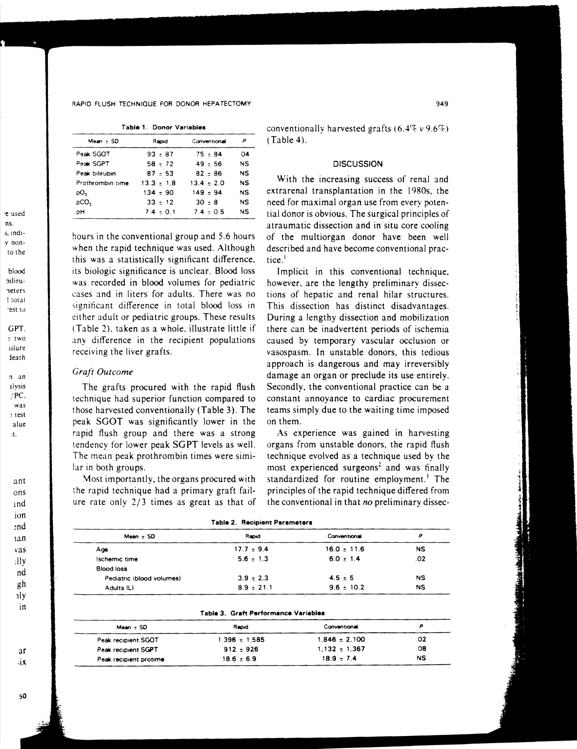**Table 1. Donor Variables**

| Mean ± SD | Rapid | Conventional | P |
|---|---|---|---|
| Peak SGOT | 93 ± 87 | 75 ± 84 | .04 |
| Peak SGPT | 58 ± 72 | 49 ± 56 | NS |
| Peak bilirubin | 87 ± 53 | 82 ± 86 | NS |
| Prothrombin time | 13.3 ± 1.8 | 13.4 ± 2.0 | NS |
| $pO_2$ | 134 ± 90 | 149 ± 94 | NS |
| $pCO_2$ | 33 ± 12 | 30 ± 8 | NS |
| pH | 7.4 ± 0.1 | 7.4 ± 0.5 | NS |

hours in the conventional group and 5.6 hours when the rapid technique was used. Although this was a statistically significant difference, its biologic significance is unclear. Blood loss was recorded in blood volumes for pediatric cases and in liters for adults. There was no significant difference in total blood loss in either adult or pediatric groups. These results (Table 2), taken as a whole, illustrate little if any difference in the recipient populations receiving the liver grafts.

### *Graft Outcome*

The grafts procured with the rapid flush technique had superior function compared to those harvested conventionally (Table 3). The peak SGOT was significantly lower in the rapid flush group and there was a strong tendency for lower peak SGPT levels as well. The mean peak prothrombin times were similar in both groups.

Most importantly, the organs procured with the rapid technique had a primary graft failure rate only 2/3 times as great as that of conventionally harvested grafts (6.4% *v* 9.6%) (Table 4).

## DISCUSSION

With the increasing success of renal and extrarenal transplantation in the 1980s, the need for maximal organ use from every potential donor is obvious. The surgical principles of atraumatic dissection and in situ core cooling of the multiorgan donor have been well described and have become conventional practice.[1]

Implicit in this conventional technique, however, are the lengthy preliminary dissections of hepatic and renal hilar structures. This dissection has distinct disadvantages. During a lengthy dissection and mobilization there can be inadvertent periods of ischemia caused by temporary vascular occlusion or vasospasm. In unstable donors, this tedious approach is dangerous and may irreversibly damage an organ or preclude its use entirely. Secondly, the conventional practice can be a constant annoyance to cardiac procurement teams simply due to the waiting time imposed on them.

As experience was gained in harvesting organs from unstable donors, the rapid flush technique evolved as a technique used by the most experienced surgeons[2] and was finally standardized for routine employment.[3] The principles of the rapid technique differed from the conventional in that *no* preliminary dissec-

**Table 2. Recipient Parameters**

| Mean ± SD | Rapid | Conventional | P |
|---|---|---|---|
| Age | 17.7 ± 9.4 | 16.0 ± 11.6 | NS |
| Ischemic time | 5.6 ± 1.3 | 6.0 ± 1.4 | .02 |
| Blood loss | | | |
| Pediatric (blood volumes) | 3.9 ± 2.3 | 4.5 ± 5 | NS |
| Adults (L) | 8.9 ± 21.1 | 9.6 ± 10.2 | NS |

**Table 3. Graft Performance Variables**

| Mean ± SD | Rapid | Conventional | P |
|---|---|---|---|
| Peak recipient SGOT | 1,396 ± 1,585 | 1,846 ± 2,100 | .02 |
| Peak recipient SGPT | 912 ± 926 | 1,132 ± 1,367 | .08 |
| Peak recipient protime | 18.6 ± 6.9 | 18.9 ± 7.4 | NS |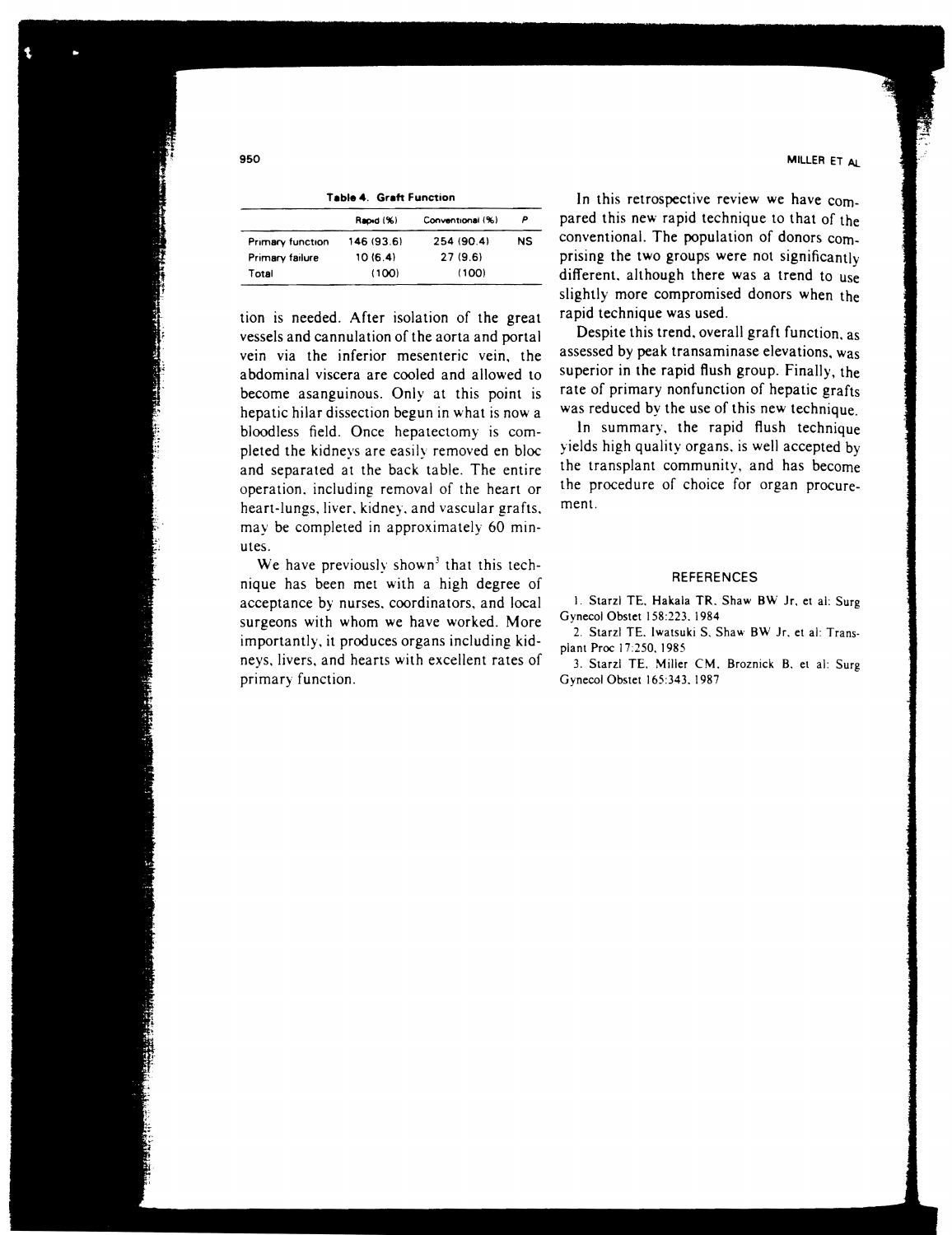**Table 4. Graft Function**

| | Rapid (%) | Conventional (%) | P |
|---|---|---|---|
| Primary function | 146 (93.6) | 254 (90.4) | NS |
| Primary failure | 10 (6.4) | 27 (9.6) | |
| Total | (100) | (100) | |

tion is needed. After isolation of the great vessels and cannulation of the aorta and portal vein via the inferior mesenteric vein, the abdominal viscera are cooled and allowed to become asanguinous. Only at this point is hepatic hilar dissection begun in what is now a bloodless field. Once hepatectomy is completed the kidneys are easily removed en bloc and separated at the back table. The entire operation, including removal of the heart or heart-lungs, liver, kidney, and vascular grafts, may be completed in approximately 60 minutes.

We have previously shown[3] that this technique has been met with a high degree of acceptance by nurses, coordinators, and local surgeons with whom we have worked. More importantly, it produces organs including kidneys, livers, and hearts with excellent rates of primary function.

In this retrospective review we have compared this new rapid technique to that of the conventional. The population of donors comprising the two groups were not significantly different, although there was a trend to use slightly more compromised donors when the rapid technique was used.

Despite this trend, overall graft function, as assessed by peak transaminase elevations, was superior in the rapid flush group. Finally, the rate of primary nonfunction of hepatic grafts was reduced by the use of this new technique.

In summary, the rapid flush technique yields high quality organs, is well accepted by the transplant community, and has become the procedure of choice for organ procurement.

## REFERENCES

1. Starzl TE, Hakala TR, Shaw BW Jr, et al: Surg Gynecol Obstet 158:223, 1984
2. Starzl TE, Iwatsuki S, Shaw BW Jr, et al: Transplant Proc 17:250, 1985
3. Starzl TE, Miller CM, Broznick B, et al: Surg Gynecol Obstet 165:343, 1987